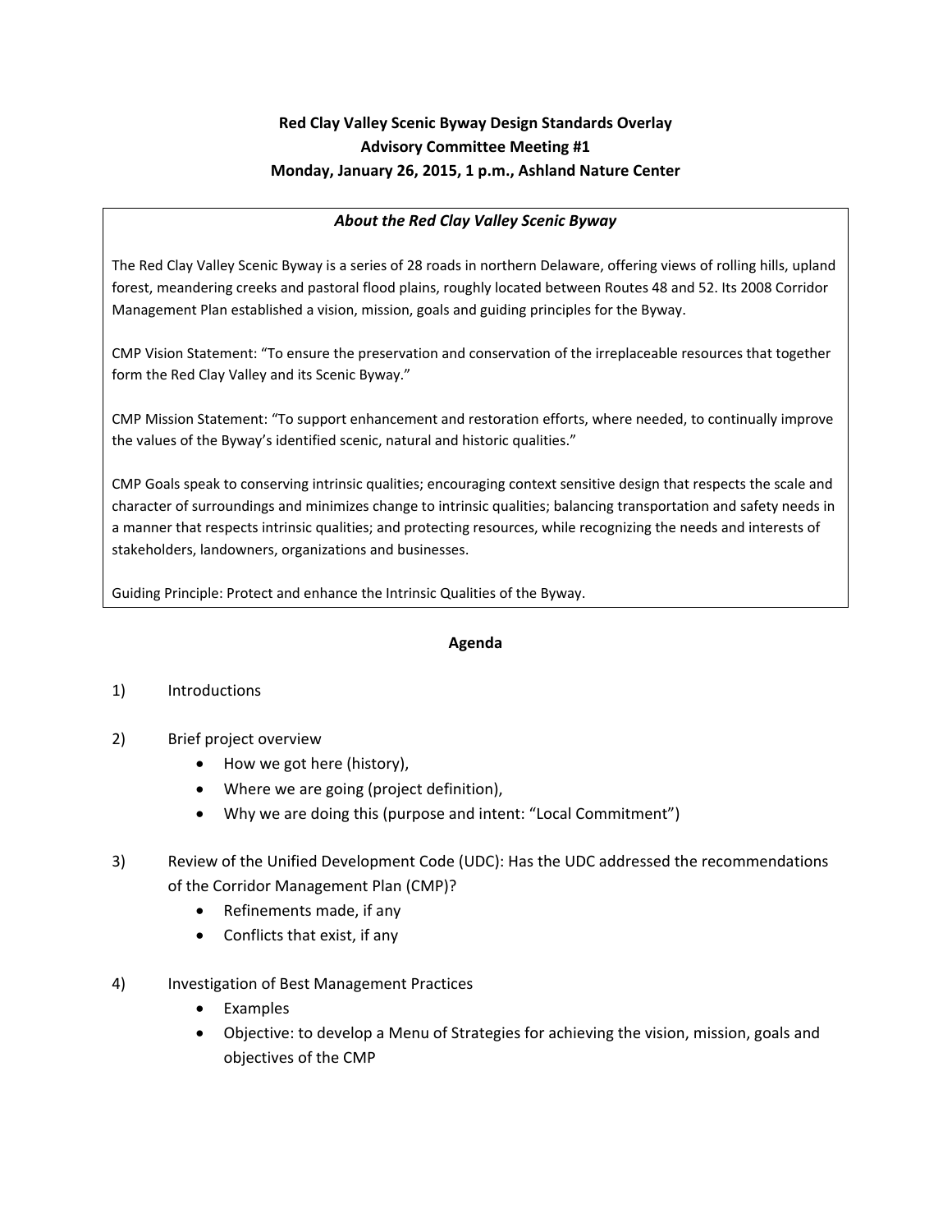**Red Clay Valley Scenic Byway Design Standards Overlay**
**Advisory Committee Meeting #1**
**Monday, January 26, 2015, 1 p.m., Ashland Nature Center**

***About the Red Clay Valley Scenic Byway***

The Red Clay Valley Scenic Byway is a series of 28 roads in northern Delaware, offering views of rolling hills, upland forest, meandering creeks and pastoral flood plains, roughly located between Routes 48 and 52. Its 2008 Corridor Management Plan established a vision, mission, goals and guiding principles for the Byway.

CMP Vision Statement: "To ensure the preservation and conservation of the irreplaceable resources that together form the Red Clay Valley and its Scenic Byway."

CMP Mission Statement: "To support enhancement and restoration efforts, where needed, to continually improve the values of the Byway's identified scenic, natural and historic qualities."

CMP Goals speak to conserving intrinsic qualities; encouraging context sensitive design that respects the scale and character of surroundings and minimizes change to intrinsic qualities; balancing transportation and safety needs in a manner that respects intrinsic qualities; and protecting resources, while recognizing the needs and interests of stakeholders, landowners, organizations and businesses.

Guiding Principle: Protect and enhance the Intrinsic Qualities of the Byway.

**Agenda**

1) Introductions

2) Brief project overview
   - How we got here (history),
   - Where we are going (project definition),
   - Why we are doing this (purpose and intent: "Local Commitment")

3) Review of the Unified Development Code (UDC): Has the UDC addressed the recommendations of the Corridor Management Plan (CMP)?
   - Refinements made, if any
   - Conflicts that exist, if any

4) Investigation of Best Management Practices
   - Examples
   - Objective: to develop a Menu of Strategies for achieving the vision, mission, goals and objectives of the CMP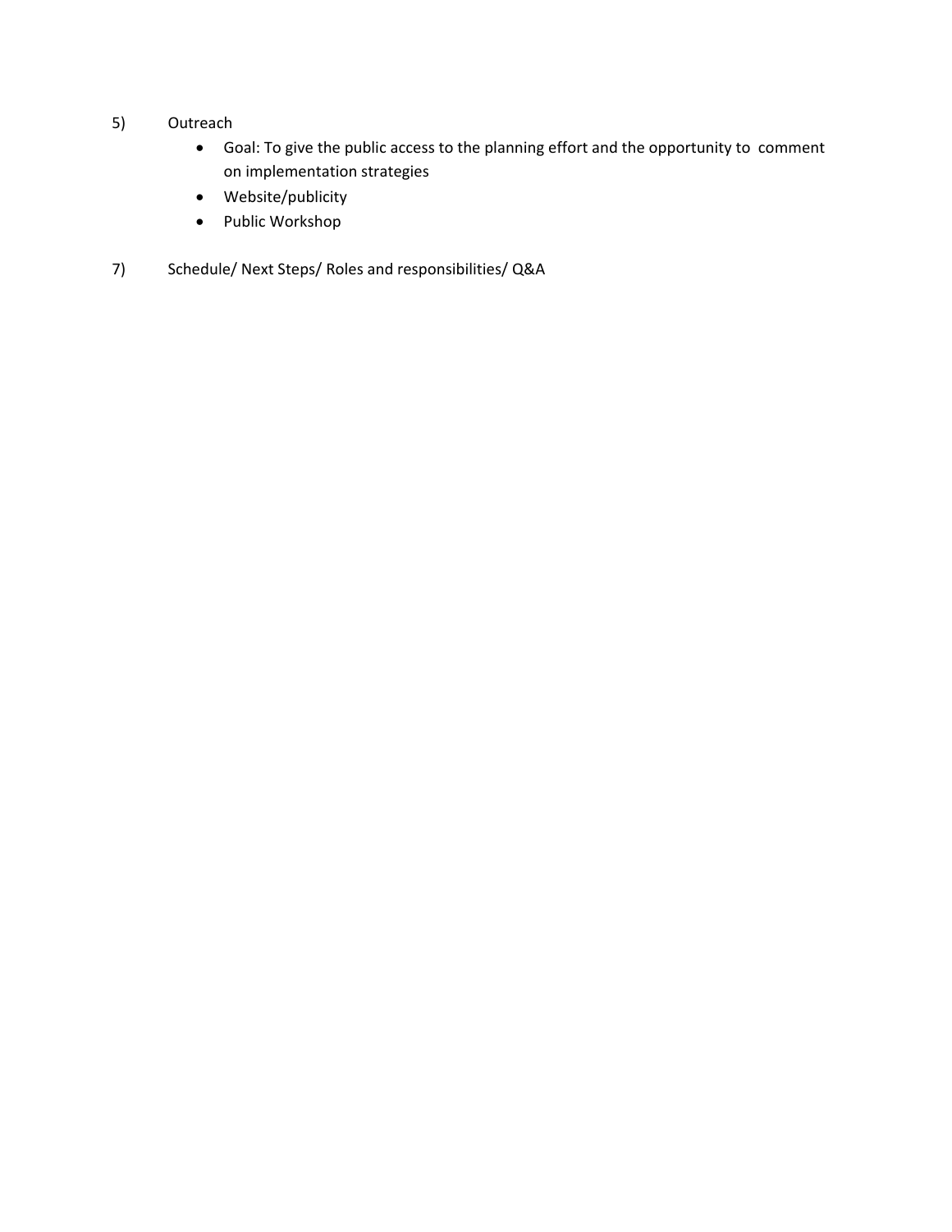5) Outreach

- Goal: To give the public access to the planning effort and the opportunity to comment on implementation strategies
- Website/publicity
- Public Workshop

7) Schedule/ Next Steps/ Roles and responsibilities/ Q&A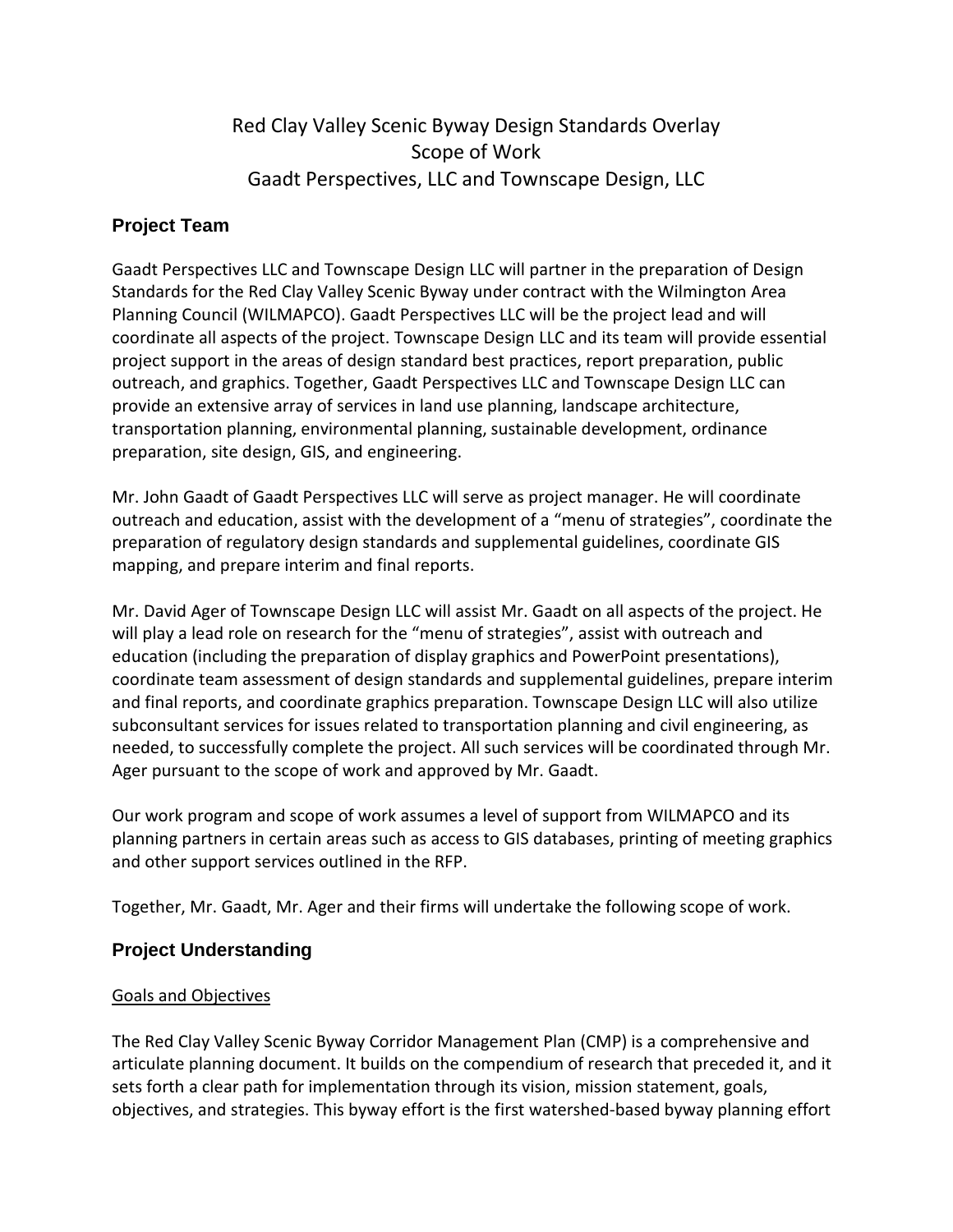# Red Clay Valley Scenic Byway Design Standards Overlay
# Scope of Work
# Gaadt Perspectives, LLC and Townscape Design, LLC

## Project Team

Gaadt Perspectives LLC and Townscape Design LLC will partner in the preparation of Design Standards for the Red Clay Valley Scenic Byway under contract with the Wilmington Area Planning Council (WILMAPCO). Gaadt Perspectives LLC will be the project lead and will coordinate all aspects of the project. Townscape Design LLC and its team will provide essential project support in the areas of design standard best practices, report preparation, public outreach, and graphics. Together, Gaadt Perspectives LLC and Townscape Design LLC can provide an extensive array of services in land use planning, landscape architecture, transportation planning, environmental planning, sustainable development, ordinance preparation, site design, GIS, and engineering.

Mr. John Gaadt of Gaadt Perspectives LLC will serve as project manager. He will coordinate outreach and education, assist with the development of a "menu of strategies", coordinate the preparation of regulatory design standards and supplemental guidelines, coordinate GIS mapping, and prepare interim and final reports.

Mr. David Ager of Townscape Design LLC will assist Mr. Gaadt on all aspects of the project. He will play a lead role on research for the "menu of strategies", assist with outreach and education (including the preparation of display graphics and PowerPoint presentations), coordinate team assessment of design standards and supplemental guidelines, prepare interim and final reports, and coordinate graphics preparation. Townscape Design LLC will also utilize subconsultant services for issues related to transportation planning and civil engineering, as needed, to successfully complete the project. All such services will be coordinated through Mr. Ager pursuant to the scope of work and approved by Mr. Gaadt.

Our work program and scope of work assumes a level of support from WILMAPCO and its planning partners in certain areas such as access to GIS databases, printing of meeting graphics and other support services outlined in the RFP.

Together, Mr. Gaadt, Mr. Ager and their firms will undertake the following scope of work.

## Project Understanding

### Goals and Objectives

The Red Clay Valley Scenic Byway Corridor Management Plan (CMP) is a comprehensive and articulate planning document. It builds on the compendium of research that preceded it, and it sets forth a clear path for implementation through its vision, mission statement, goals, objectives, and strategies. This byway effort is the first watershed-based byway planning effort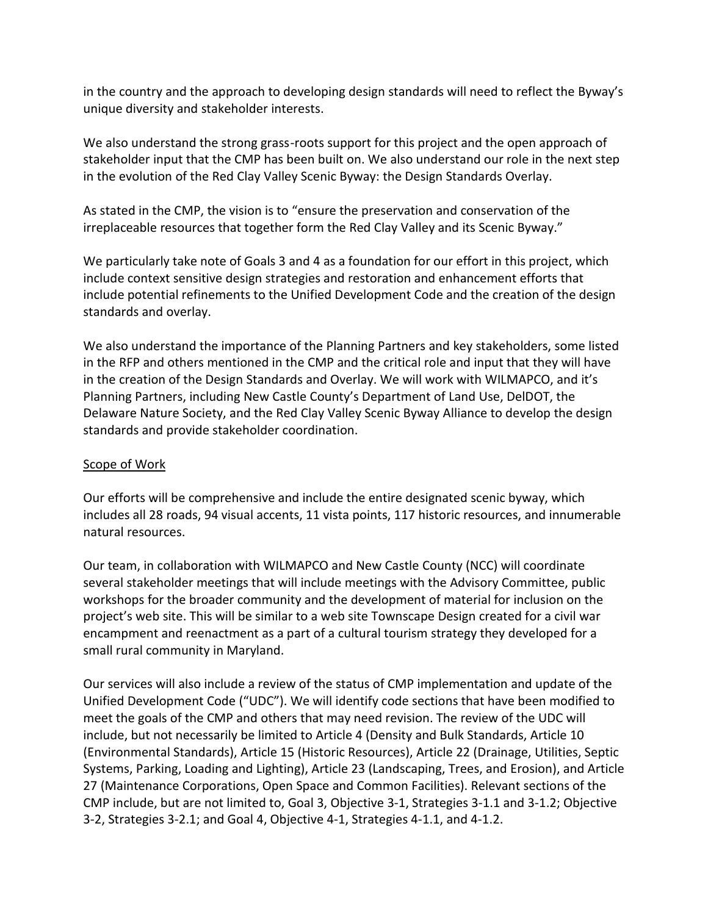in the country and the approach to developing design standards will need to reflect the Byway's unique diversity and stakeholder interests.

We also understand the strong grass-roots support for this project and the open approach of stakeholder input that the CMP has been built on. We also understand our role in the next step in the evolution of the Red Clay Valley Scenic Byway: the Design Standards Overlay.

As stated in the CMP, the vision is to "ensure the preservation and conservation of the irreplaceable resources that together form the Red Clay Valley and its Scenic Byway."

We particularly take note of Goals 3 and 4 as a foundation for our effort in this project, which include context sensitive design strategies and restoration and enhancement efforts that include potential refinements to the Unified Development Code and the creation of the design standards and overlay.

We also understand the importance of the Planning Partners and key stakeholders, some listed in the RFP and others mentioned in the CMP and the critical role and input that they will have in the creation of the Design Standards and Overlay. We will work with WILMAPCO, and it's Planning Partners, including New Castle County's Department of Land Use, DelDOT, the Delaware Nature Society, and the Red Clay Valley Scenic Byway Alliance to develop the design standards and provide stakeholder coordination.

<u>Scope of Work</u>

Our efforts will be comprehensive and include the entire designated scenic byway, which includes all 28 roads, 94 visual accents, 11 vista points, 117 historic resources, and innumerable natural resources.

Our team, in collaboration with WILMAPCO and New Castle County (NCC) will coordinate several stakeholder meetings that will include meetings with the Advisory Committee, public workshops for the broader community and the development of material for inclusion on the project's web site. This will be similar to a web site Townscape Design created for a civil war encampment and reenactment as a part of a cultural tourism strategy they developed for a small rural community in Maryland.

Our services will also include a review of the status of CMP implementation and update of the Unified Development Code ("UDC"). We will identify code sections that have been modified to meet the goals of the CMP and others that may need revision. The review of the UDC will include, but not necessarily be limited to Article 4 (Density and Bulk Standards, Article 10 (Environmental Standards), Article 15 (Historic Resources), Article 22 (Drainage, Utilities, Septic Systems, Parking, Loading and Lighting), Article 23 (Landscaping, Trees, and Erosion), and Article 27 (Maintenance Corporations, Open Space and Common Facilities). Relevant sections of the CMP include, but are not limited to, Goal 3, Objective 3-1, Strategies 3-1.1 and 3-1.2; Objective 3-2, Strategies 3-2.1; and Goal 4, Objective 4-1, Strategies 4-1.1, and 4-1.2.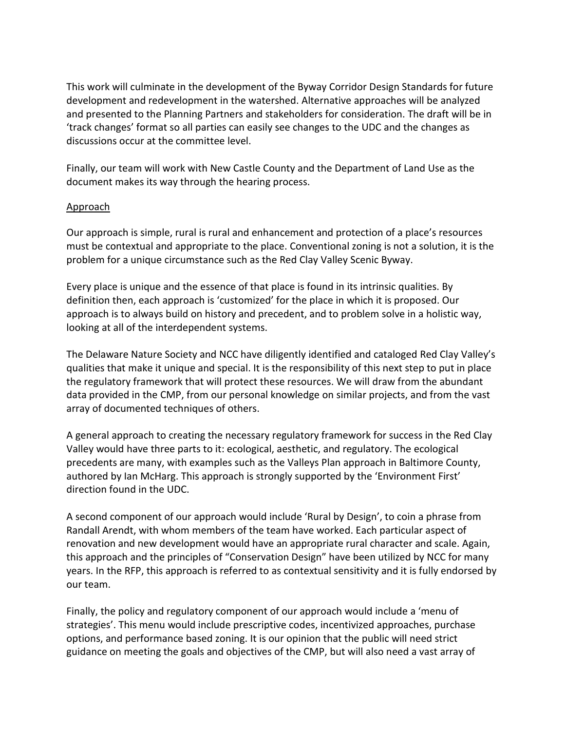This work will culminate in the development of the Byway Corridor Design Standards for future development and redevelopment in the watershed. Alternative approaches will be analyzed and presented to the Planning Partners and stakeholders for consideration. The draft will be in 'track changes' format so all parties can easily see changes to the UDC and the changes as discussions occur at the committee level.

Finally, our team will work with New Castle County and the Department of Land Use as the document makes its way through the hearing process.

Approach

Our approach is simple, rural is rural and enhancement and protection of a place's resources must be contextual and appropriate to the place. Conventional zoning is not a solution, it is the problem for a unique circumstance such as the Red Clay Valley Scenic Byway.

Every place is unique and the essence of that place is found in its intrinsic qualities. By definition then, each approach is 'customized' for the place in which it is proposed. Our approach is to always build on history and precedent, and to problem solve in a holistic way, looking at all of the interdependent systems.

The Delaware Nature Society and NCC have diligently identified and cataloged Red Clay Valley's qualities that make it unique and special. It is the responsibility of this next step to put in place the regulatory framework that will protect these resources. We will draw from the abundant data provided in the CMP, from our personal knowledge on similar projects, and from the vast array of documented techniques of others.

A general approach to creating the necessary regulatory framework for success in the Red Clay Valley would have three parts to it: ecological, aesthetic, and regulatory. The ecological precedents are many, with examples such as the Valleys Plan approach in Baltimore County, authored by Ian McHarg. This approach is strongly supported by the 'Environment First' direction found in the UDC.

A second component of our approach would include 'Rural by Design', to coin a phrase from Randall Arendt, with whom members of the team have worked. Each particular aspect of renovation and new development would have an appropriate rural character and scale. Again, this approach and the principles of "Conservation Design" have been utilized by NCC for many years. In the RFP, this approach is referred to as contextual sensitivity and it is fully endorsed by our team.

Finally, the policy and regulatory component of our approach would include a 'menu of strategies'. This menu would include prescriptive codes, incentivized approaches, purchase options, and performance based zoning. It is our opinion that the public will need strict guidance on meeting the goals and objectives of the CMP, but will also need a vast array of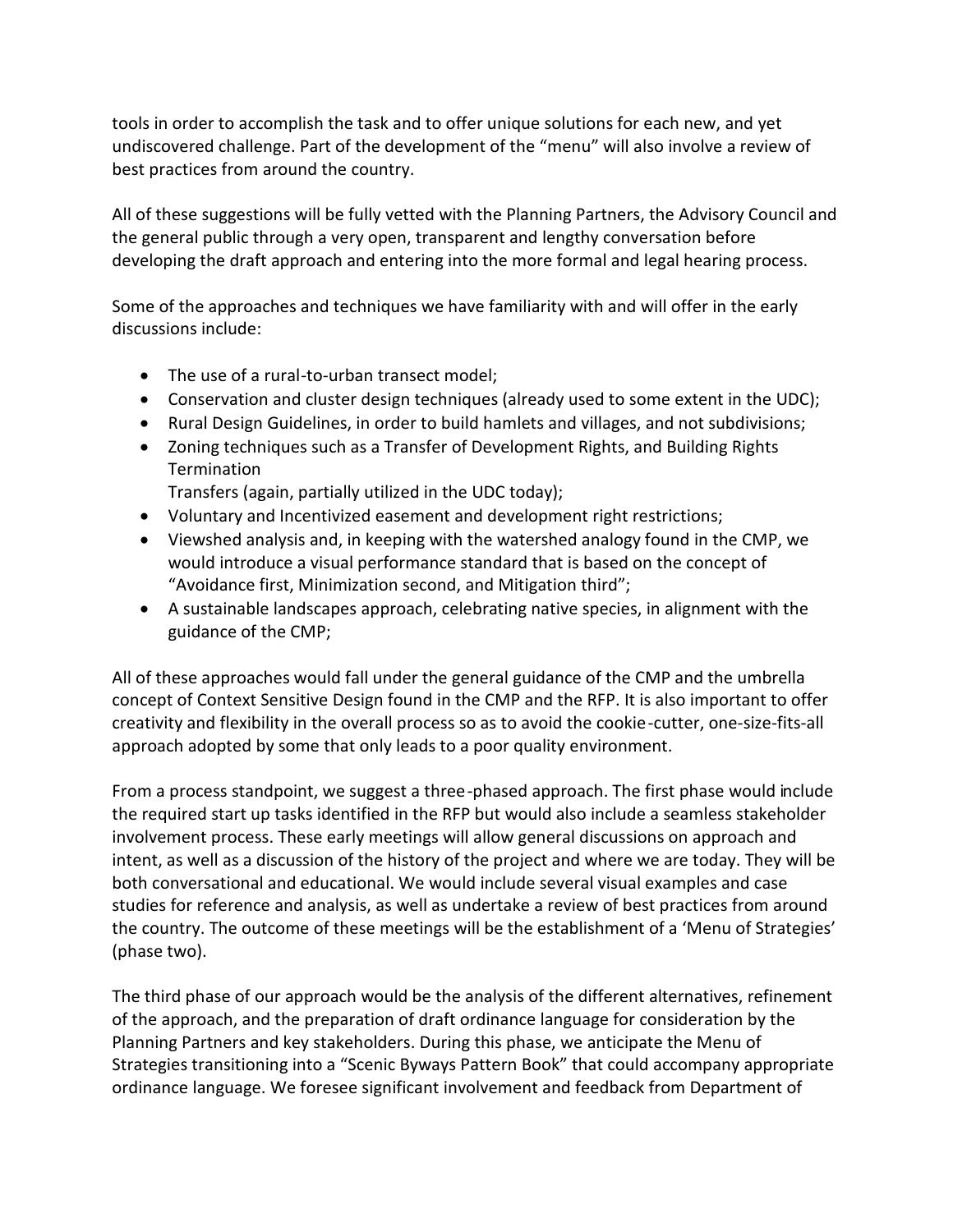tools in order to accomplish the task and to offer unique solutions for each new, and yet undiscovered challenge. Part of the development of the "menu" will also involve a review of best practices from around the country.

All of these suggestions will be fully vetted with the Planning Partners, the Advisory Council and the general public through a very open, transparent and lengthy conversation before developing the draft approach and entering into the more formal and legal hearing process.

Some of the approaches and techniques we have familiarity with and will offer in the early discussions include:

- The use of a rural-to-urban transect model;
- Conservation and cluster design techniques (already used to some extent in the UDC);
- Rural Design Guidelines, in order to build hamlets and villages, and not subdivisions;
- Zoning techniques such as a Transfer of Development Rights, and Building Rights Termination
  Transfers (again, partially utilized in the UDC today);
- Voluntary and Incentivized easement and development right restrictions;
- Viewshed analysis and, in keeping with the watershed analogy found in the CMP, we would introduce a visual performance standard that is based on the concept of "Avoidance first, Minimization second, and Mitigation third";
- A sustainable landscapes approach, celebrating native species, in alignment with the guidance of the CMP;

All of these approaches would fall under the general guidance of the CMP and the umbrella concept of Context Sensitive Design found in the CMP and the RFP. It is also important to offer creativity and flexibility in the overall process so as to avoid the cookie-cutter, one-size-fits-all approach adopted by some that only leads to a poor quality environment.

From a process standpoint, we suggest a three-phased approach. The first phase would include the required start up tasks identified in the RFP but would also include a seamless stakeholder involvement process. These early meetings will allow general discussions on approach and intent, as well as a discussion of the history of the project and where we are today. They will be both conversational and educational. We would include several visual examples and case studies for reference and analysis, as well as undertake a review of best practices from around the country. The outcome of these meetings will be the establishment of a 'Menu of Strategies' (phase two).

The third phase of our approach would be the analysis of the different alternatives, refinement of the approach, and the preparation of draft ordinance language for consideration by the Planning Partners and key stakeholders. During this phase, we anticipate the Menu of Strategies transitioning into a "Scenic Byways Pattern Book" that could accompany appropriate ordinance language. We foresee significant involvement and feedback from Department of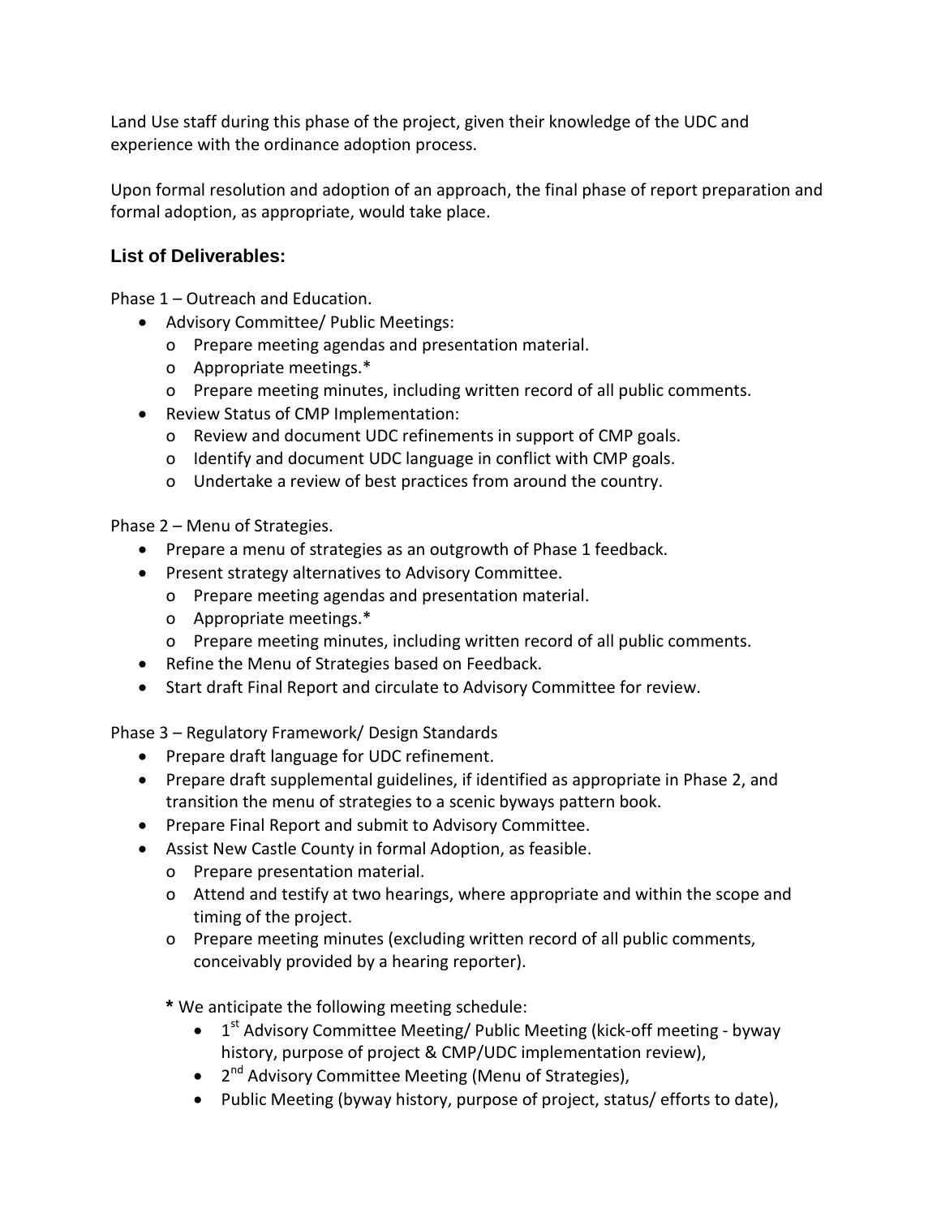Land Use staff during this phase of the project, given their knowledge of the UDC and experience with the ordinance adoption process.

Upon formal resolution and adoption of an approach, the final phase of report preparation and formal adoption, as appropriate, would take place.

### List of Deliverables:

Phase 1 – Outreach and Education.

- Advisory Committee/ Public Meetings:
  - Prepare meeting agendas and presentation material.
  - Appropriate meetings.*
  - Prepare meeting minutes, including written record of all public comments.
- Review Status of CMP Implementation:
  - Review and document UDC refinements in support of CMP goals.
  - Identify and document UDC language in conflict with CMP goals.
  - Undertake a review of best practices from around the country.

Phase 2 – Menu of Strategies.

- Prepare a menu of strategies as an outgrowth of Phase 1 feedback.
- Present strategy alternatives to Advisory Committee.
  - Prepare meeting agendas and presentation material.
  - Appropriate meetings.*
  - Prepare meeting minutes, including written record of all public comments.
- Refine the Menu of Strategies based on Feedback.
- Start draft Final Report and circulate to Advisory Committee for review.

Phase 3 – Regulatory Framework/ Design Standards

- Prepare draft language for UDC refinement.
- Prepare draft supplemental guidelines, if identified as appropriate in Phase 2, and transition the menu of strategies to a scenic byways pattern book.
- Prepare Final Report and submit to Advisory Committee.
- Assist New Castle County in formal Adoption, as feasible.
  - Prepare presentation material.
  - Attend and testify at two hearings, where appropriate and within the scope and timing of the project.
  - Prepare meeting minutes (excluding written record of all public comments, conceivably provided by a hearing reporter).

**\*** We anticipate the following meeting schedule:

- 1st Advisory Committee Meeting/ Public Meeting (kick-off meeting - byway history, purpose of project & CMP/UDC implementation review),
- 2nd Advisory Committee Meeting (Menu of Strategies),
- Public Meeting (byway history, purpose of project, status/ efforts to date),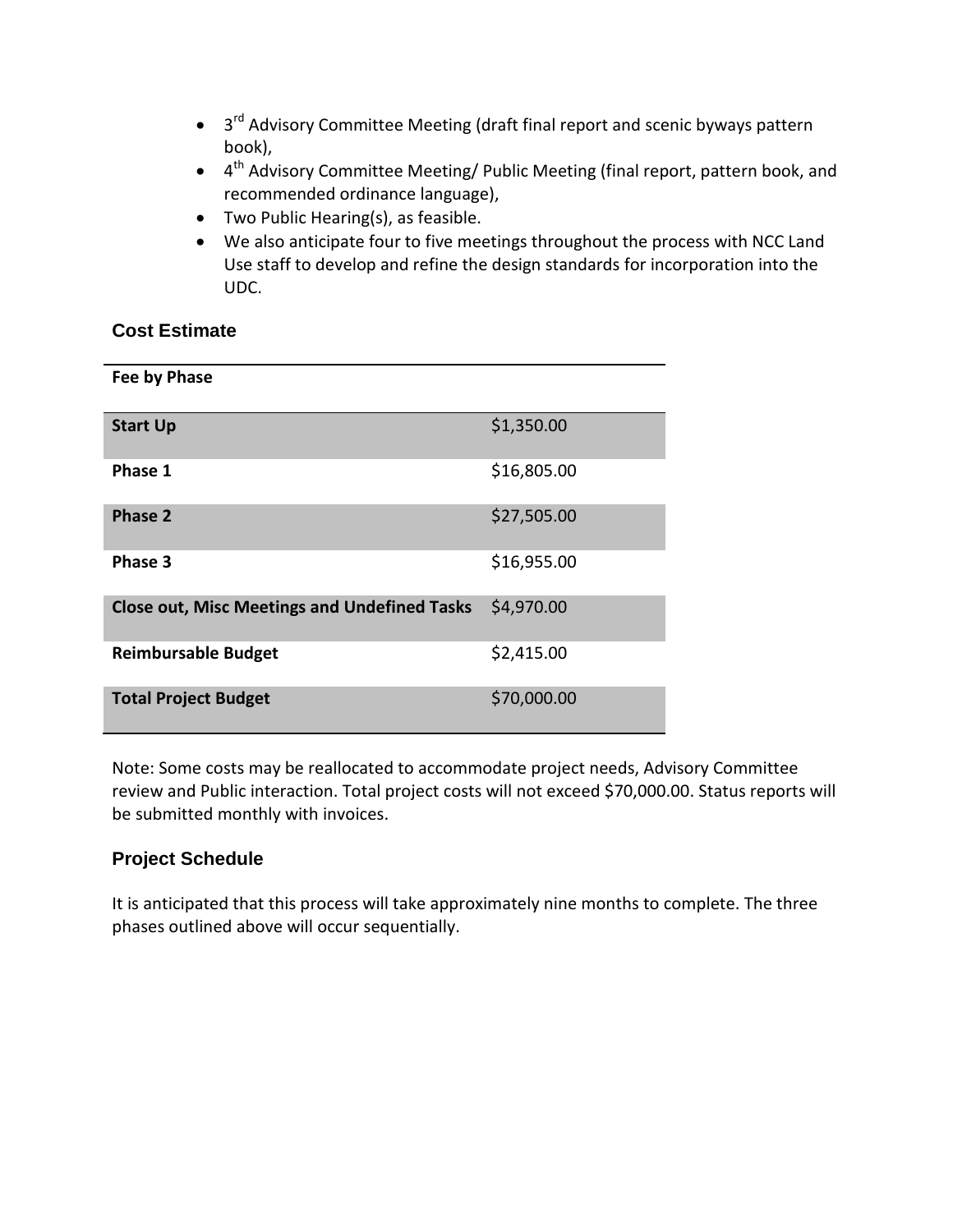- 3rd Advisory Committee Meeting (draft final report and scenic byways pattern book),
- 4th Advisory Committee Meeting/ Public Meeting (final report, pattern book, and recommended ordinance language),
- Two Public Hearing(s), as feasible.
- We also anticipate four to five meetings throughout the process with NCC Land Use staff to develop and refine the design standards for incorporation into the UDC.

## Cost Estimate

| **Fee by Phase** | |
|---|---|
| **Start Up** | $1,350.00 |
| **Phase 1** | $16,805.00 |
| **Phase 2** | $27,505.00 |
| **Phase 3** | $16,955.00 |
| **Close out, Misc Meetings and Undefined Tasks** | $4,970.00 |
| **Reimbursable Budget** | $2,415.00 |
| **Total Project Budget** | $70,000.00 |

Note: Some costs may be reallocated to accommodate project needs, Advisory Committee review and Public interaction. Total project costs will not exceed $70,000.00. Status reports will be submitted monthly with invoices.

## Project Schedule

It is anticipated that this process will take approximately nine months to complete. The three phases outlined above will occur sequentially.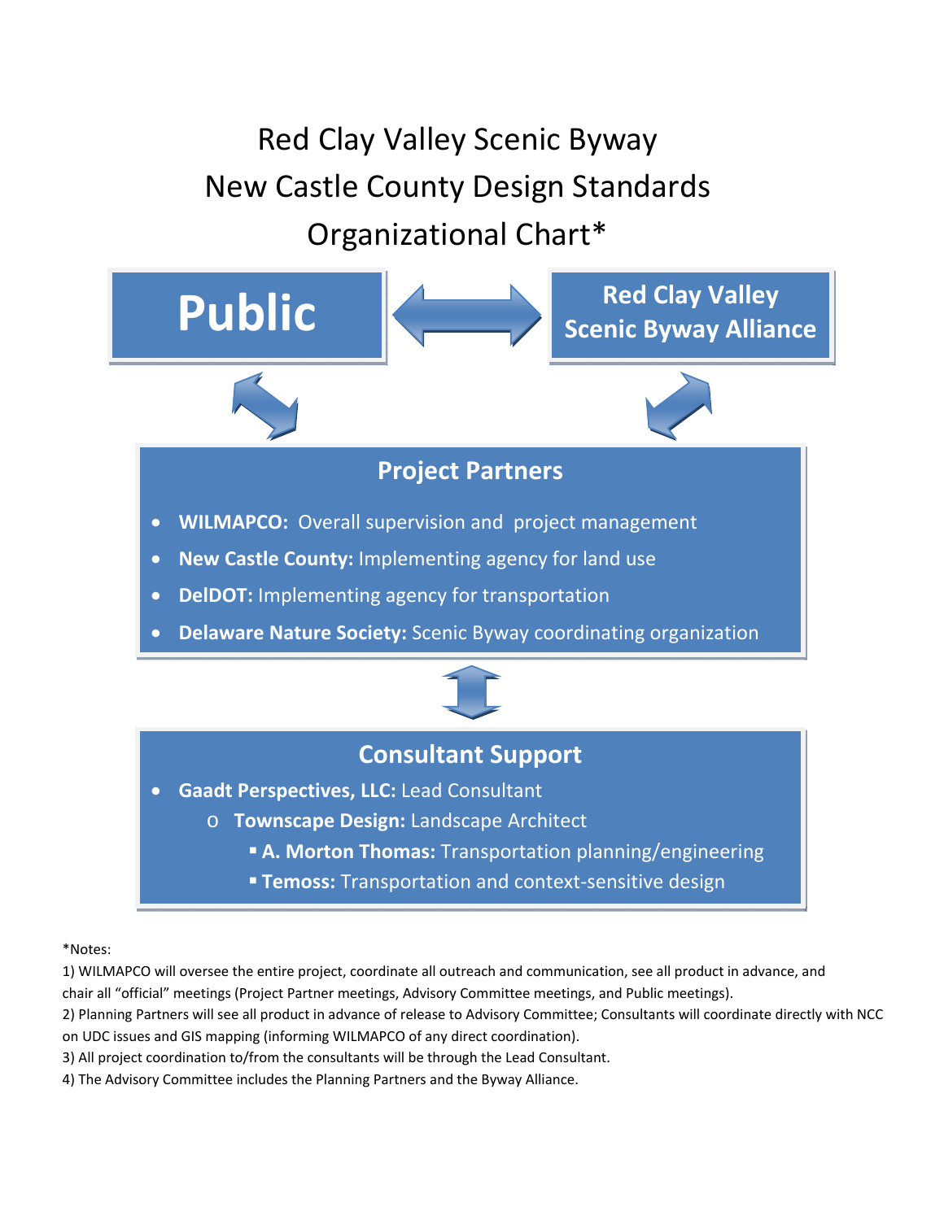# Red Clay Valley Scenic Byway
# New Castle County Design Standards
# Organizational Chart*

**Public**

**Red Clay Valley Scenic Byway Alliance**

## Project Partners

- **WILMAPCO:** Overall supervision and project management
- **New Castle County:** Implementing agency for land use
- **DelDOT:** Implementing agency for transportation
- **Delaware Nature Society:** Scenic Byway coordinating organization

## Consultant Support

- **Gaadt Perspectives, LLC:** Lead Consultant
  - **Townscape Design:** Landscape Architect
    - **A. Morton Thomas:** Transportation planning/engineering
    - **Temoss:** Transportation and context-sensitive design

*Notes:

1) WILMAPCO will oversee the entire project, coordinate all outreach and communication, see all product in advance, and chair all "official" meetings (Project Partner meetings, Advisory Committee meetings, and Public meetings).

2) Planning Partners will see all product in advance of release to Advisory Committee; Consultants will coordinate directly with NCC on UDC issues and GIS mapping (informing WILMAPCO of any direct coordination).

3) All project coordination to/from the consultants will be through the Lead Consultant.

4) The Advisory Committee includes the Planning Partners and the Byway Alliance.